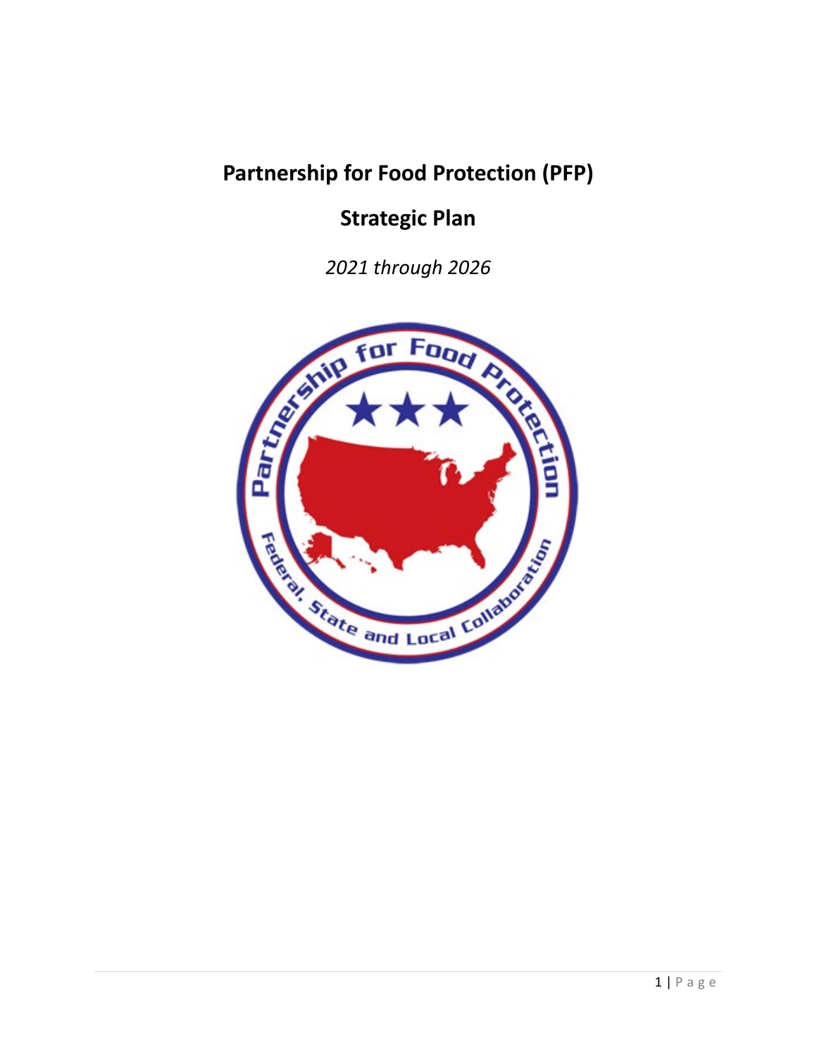# Partnership for Food Protection (PFP)

## Strategic Plan

*2021 through 2026*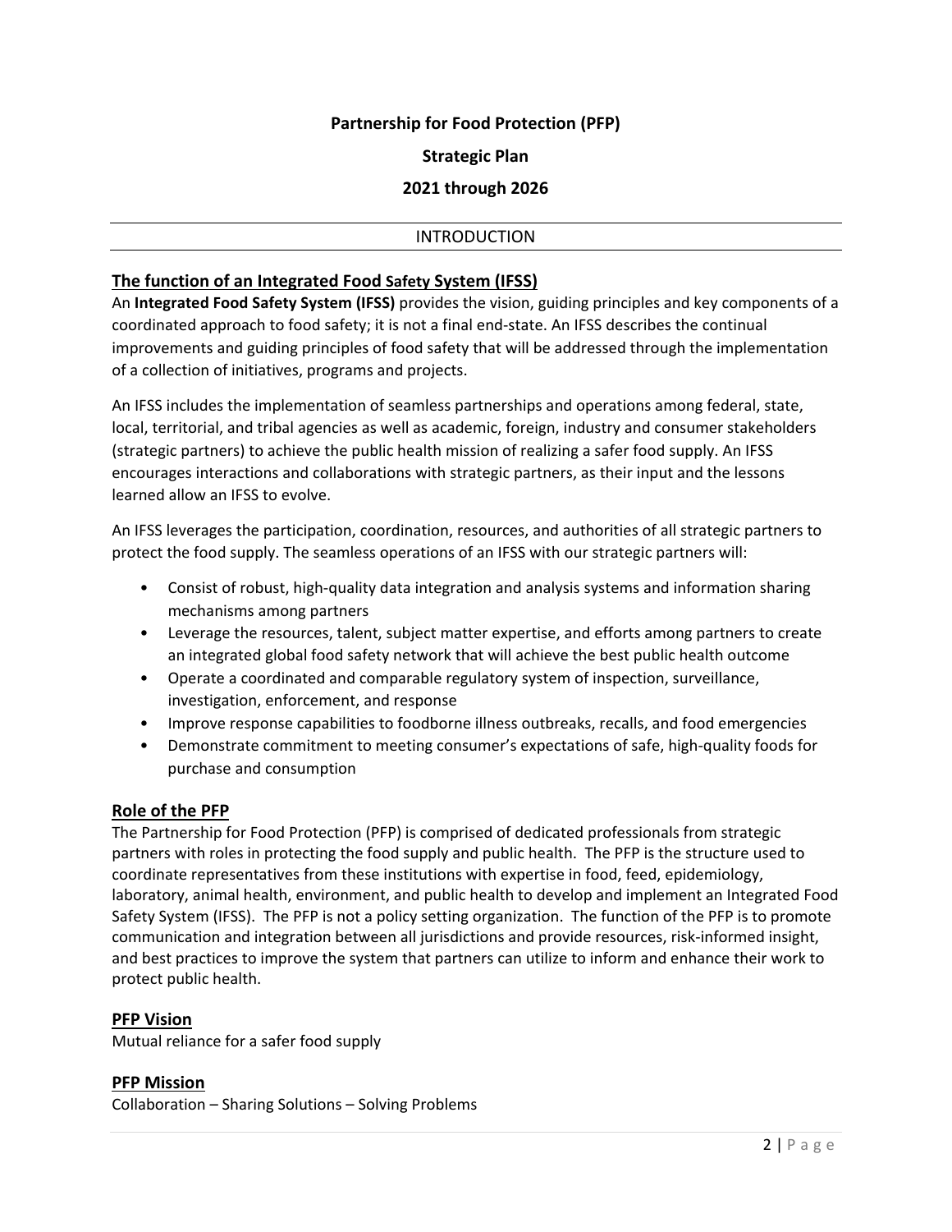**Partnership for Food Protection (PFP)**

**Strategic Plan**

**2021 through 2026**

## INTRODUCTION

### The function of an Integrated Food Safety System (IFSS)

An **Integrated Food Safety System (IFSS)** provides the vision, guiding principles and key components of a coordinated approach to food safety; it is not a final end-state. An IFSS describes the continual improvements and guiding principles of food safety that will be addressed through the implementation of a collection of initiatives, programs and projects.

An IFSS includes the implementation of seamless partnerships and operations among federal, state, local, territorial, and tribal agencies as well as academic, foreign, industry and consumer stakeholders (strategic partners) to achieve the public health mission of realizing a safer food supply. An IFSS encourages interactions and collaborations with strategic partners, as their input and the lessons learned allow an IFSS to evolve.

An IFSS leverages the participation, coordination, resources, and authorities of all strategic partners to protect the food supply. The seamless operations of an IFSS with our strategic partners will:

- Consist of robust, high-quality data integration and analysis systems and information sharing mechanisms among partners
- Leverage the resources, talent, subject matter expertise, and efforts among partners to create an integrated global food safety network that will achieve the best public health outcome
- Operate a coordinated and comparable regulatory system of inspection, surveillance, investigation, enforcement, and response
- Improve response capabilities to foodborne illness outbreaks, recalls, and food emergencies
- Demonstrate commitment to meeting consumer's expectations of safe, high-quality foods for purchase and consumption

### Role of the PFP

The Partnership for Food Protection (PFP) is comprised of dedicated professionals from strategic partners with roles in protecting the food supply and public health. The PFP is the structure used to coordinate representatives from these institutions with expertise in food, feed, epidemiology, laboratory, animal health, environment, and public health to develop and implement an Integrated Food Safety System (IFSS). The PFP is not a policy setting organization. The function of the PFP is to promote communication and integration between all jurisdictions and provide resources, risk-informed insight, and best practices to improve the system that partners can utilize to inform and enhance their work to protect public health.

### PFP Vision

Mutual reliance for a safer food supply

### PFP Mission

Collaboration – Sharing Solutions – Solving Problems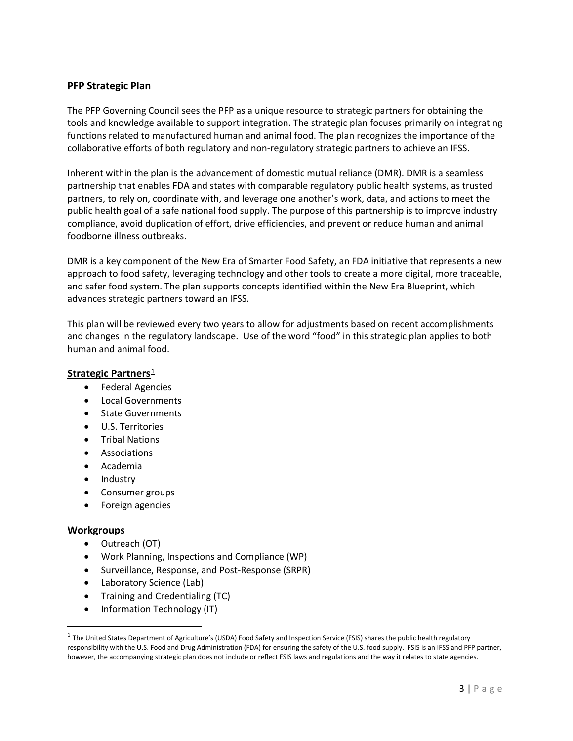## PFP Strategic Plan

The PFP Governing Council sees the PFP as a unique resource to strategic partners for obtaining the tools and knowledge available to support integration. The strategic plan focuses primarily on integrating functions related to manufactured human and animal food. The plan recognizes the importance of the collaborative efforts of both regulatory and non-regulatory strategic partners to achieve an IFSS.

Inherent within the plan is the advancement of domestic mutual reliance (DMR). DMR is a seamless partnership that enables FDA and states with comparable regulatory public health systems, as trusted partners, to rely on, coordinate with, and leverage one another's work, data, and actions to meet the public health goal of a safe national food supply. The purpose of this partnership is to improve industry compliance, avoid duplication of effort, drive efficiencies, and prevent or reduce human and animal foodborne illness outbreaks.

DMR is a key component of the New Era of Smarter Food Safety, an FDA initiative that represents a new approach to food safety, leveraging technology and other tools to create a more digital, more traceable, and safer food system. The plan supports concepts identified within the New Era Blueprint, which advances strategic partners toward an IFSS.

This plan will be reviewed every two years to allow for adjustments based on recent accomplishments and changes in the regulatory landscape. Use of the word "food" in this strategic plan applies to both human and animal food.

### Strategic Partners[1]

- Federal Agencies
- Local Governments
- State Governments
- U.S. Territories
- Tribal Nations
- Associations
- Academia
- Industry
- Consumer groups
- Foreign agencies

### Workgroups

- Outreach (OT)
- Work Planning, Inspections and Compliance (WP)
- Surveillance, Response, and Post-Response (SRPR)
- Laboratory Science (Lab)
- Training and Credentialing (TC)
- Information Technology (IT)

---

[1] The United States Department of Agriculture's (USDA) Food Safety and Inspection Service (FSIS) shares the public health regulatory responsibility with the U.S. Food and Drug Administration (FDA) for ensuring the safety of the U.S. food supply. FSIS is an IFSS and PFP partner, however, the accompanying strategic plan does not include or reflect FSIS laws and regulations and the way it relates to state agencies.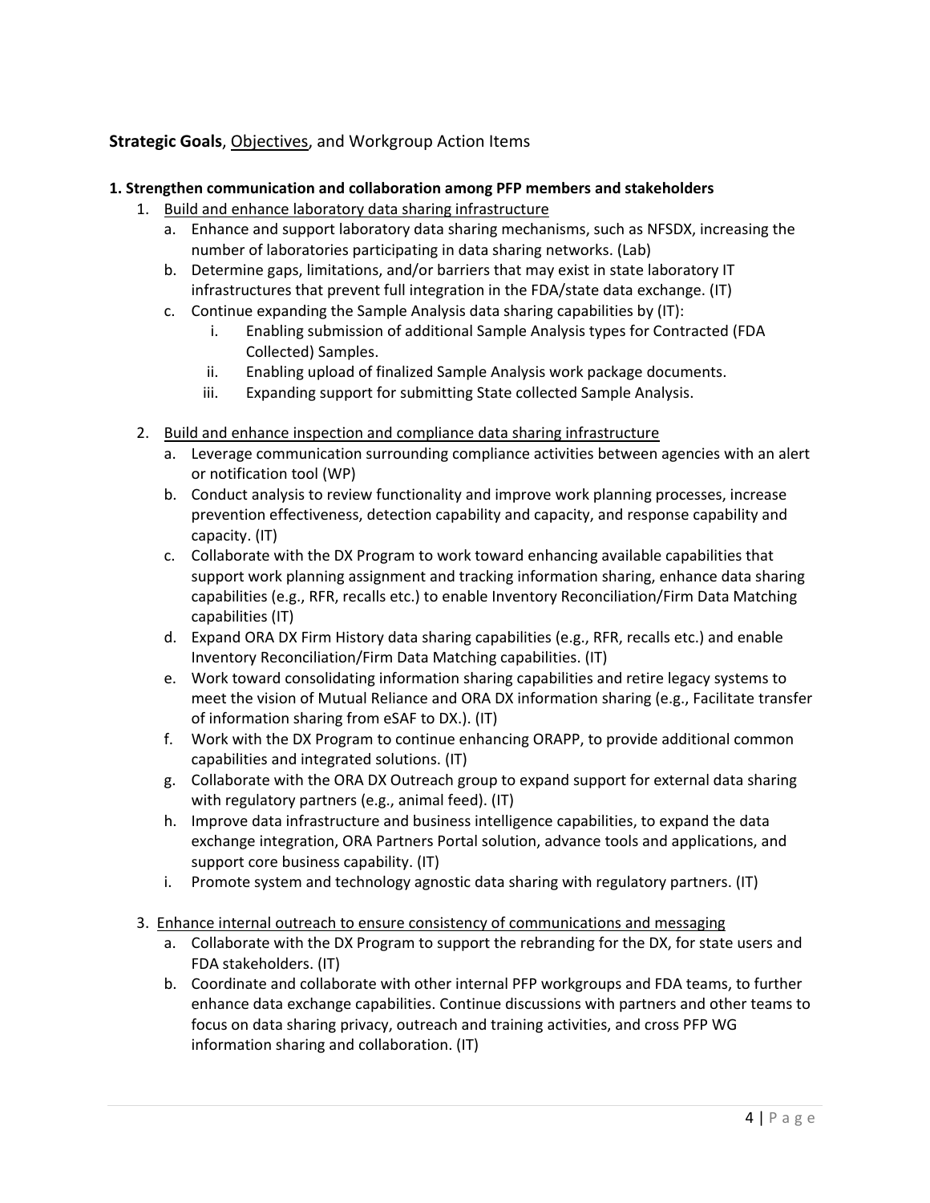**Strategic Goals**, <u>Objectives</u>, and Workgroup Action Items

**1. Strengthen communication and collaboration among PFP members and stakeholders**

1. <u>Build and enhance laboratory data sharing infrastructure</u>
   a. Enhance and support laboratory data sharing mechanisms, such as NFSDX, increasing the number of laboratories participating in data sharing networks. (Lab)
   b. Determine gaps, limitations, and/or barriers that may exist in state laboratory IT infrastructures that prevent full integration in the FDA/state data exchange. (IT)
   c. Continue expanding the Sample Analysis data sharing capabilities by (IT):
      i. Enabling submission of additional Sample Analysis types for Contracted (FDA Collected) Samples.
      ii. Enabling upload of finalized Sample Analysis work package documents.
      iii. Expanding support for submitting State collected Sample Analysis.

2. <u>Build and enhance inspection and compliance data sharing infrastructure</u>
   a. Leverage communication surrounding compliance activities between agencies with an alert or notification tool (WP)
   b. Conduct analysis to review functionality and improve work planning processes, increase prevention effectiveness, detection capability and capacity, and response capability and capacity. (IT)
   c. Collaborate with the DX Program to work toward enhancing available capabilities that support work planning assignment and tracking information sharing, enhance data sharing capabilities (e.g., RFR, recalls etc.) to enable Inventory Reconciliation/Firm Data Matching capabilities (IT)
   d. Expand ORA DX Firm History data sharing capabilities (e.g., RFR, recalls etc.) and enable Inventory Reconciliation/Firm Data Matching capabilities. (IT)
   e. Work toward consolidating information sharing capabilities and retire legacy systems to meet the vision of Mutual Reliance and ORA DX information sharing (e.g., Facilitate transfer of information sharing from eSAF to DX.). (IT)
   f. Work with the DX Program to continue enhancing ORAPP, to provide additional common capabilities and integrated solutions. (IT)
   g. Collaborate with the ORA DX Outreach group to expand support for external data sharing with regulatory partners (e.g., animal feed). (IT)
   h. Improve data infrastructure and business intelligence capabilities, to expand the data exchange integration, ORA Partners Portal solution, advance tools and applications, and support core business capability. (IT)
   i. Promote system and technology agnostic data sharing with regulatory partners. (IT)

3. <u>Enhance internal outreach to ensure consistency of communications and messaging</u>
   a. Collaborate with the DX Program to support the rebranding for the DX, for state users and FDA stakeholders. (IT)
   b. Coordinate and collaborate with other internal PFP workgroups and FDA teams, to further enhance data exchange capabilities. Continue discussions with partners and other teams to focus on data sharing privacy, outreach and training activities, and cross PFP WG information sharing and collaboration. (IT)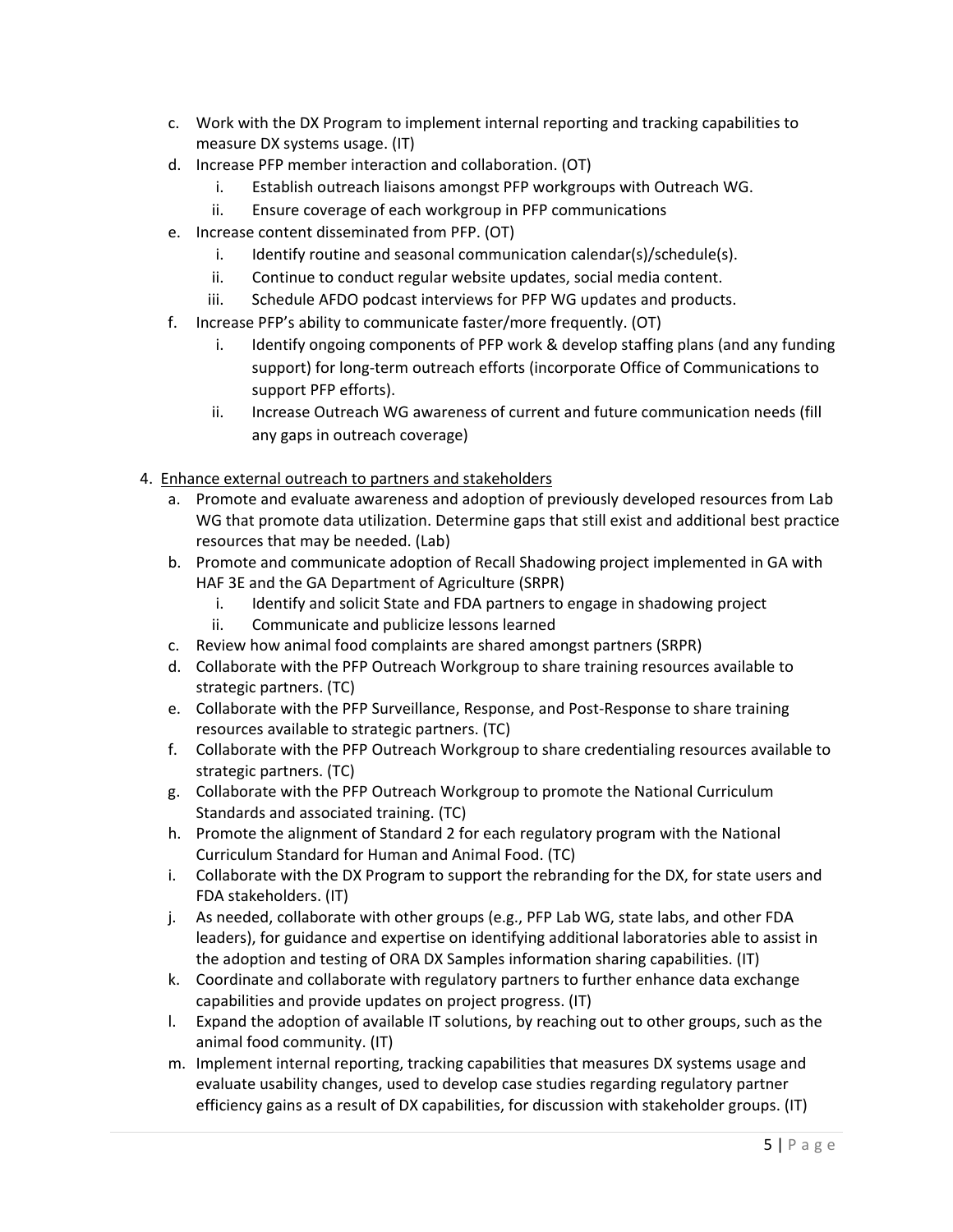c. Work with the DX Program to implement internal reporting and tracking capabilities to measure DX systems usage. (IT)
d. Increase PFP member interaction and collaboration. (OT)
    i. Establish outreach liaisons amongst PFP workgroups with Outreach WG.
    ii. Ensure coverage of each workgroup in PFP communications
e. Increase content disseminated from PFP. (OT)
    i. Identify routine and seasonal communication calendar(s)/schedule(s).
    ii. Continue to conduct regular website updates, social media content.
    iii. Schedule AFDO podcast interviews for PFP WG updates and products.
f. Increase PFP's ability to communicate faster/more frequently. (OT)
    i. Identify ongoing components of PFP work & develop staffing plans (and any funding support) for long-term outreach efforts (incorporate Office of Communications to support PFP efforts).
    ii. Increase Outreach WG awareness of current and future communication needs (fill any gaps in outreach coverage)

4. <u>Enhance external outreach to partners and stakeholders</u>
    a. Promote and evaluate awareness and adoption of previously developed resources from Lab WG that promote data utilization. Determine gaps that still exist and additional best practice resources that may be needed. (Lab)
    b. Promote and communicate adoption of Recall Shadowing project implemented in GA with HAF 3E and the GA Department of Agriculture (SRPR)
        i. Identify and solicit State and FDA partners to engage in shadowing project
        ii. Communicate and publicize lessons learned
    c. Review how animal food complaints are shared amongst partners (SRPR)
    d. Collaborate with the PFP Outreach Workgroup to share training resources available to strategic partners. (TC)
    e. Collaborate with the PFP Surveillance, Response, and Post-Response to share training resources available to strategic partners. (TC)
    f. Collaborate with the PFP Outreach Workgroup to share credentialing resources available to strategic partners. (TC)
    g. Collaborate with the PFP Outreach Workgroup to promote the National Curriculum Standards and associated training. (TC)
    h. Promote the alignment of Standard 2 for each regulatory program with the National Curriculum Standard for Human and Animal Food. (TC)
    i. Collaborate with the DX Program to support the rebranding for the DX, for state users and FDA stakeholders. (IT)
    j. As needed, collaborate with other groups (e.g., PFP Lab WG, state labs, and other FDA leaders), for guidance and expertise on identifying additional laboratories able to assist in the adoption and testing of ORA DX Samples information sharing capabilities. (IT)
    k. Coordinate and collaborate with regulatory partners to further enhance data exchange capabilities and provide updates on project progress. (IT)
    l. Expand the adoption of available IT solutions, by reaching out to other groups, such as the animal food community. (IT)
    m. Implement internal reporting, tracking capabilities that measures DX systems usage and evaluate usability changes, used to develop case studies regarding regulatory partner efficiency gains as a result of DX capabilities, for discussion with stakeholder groups. (IT)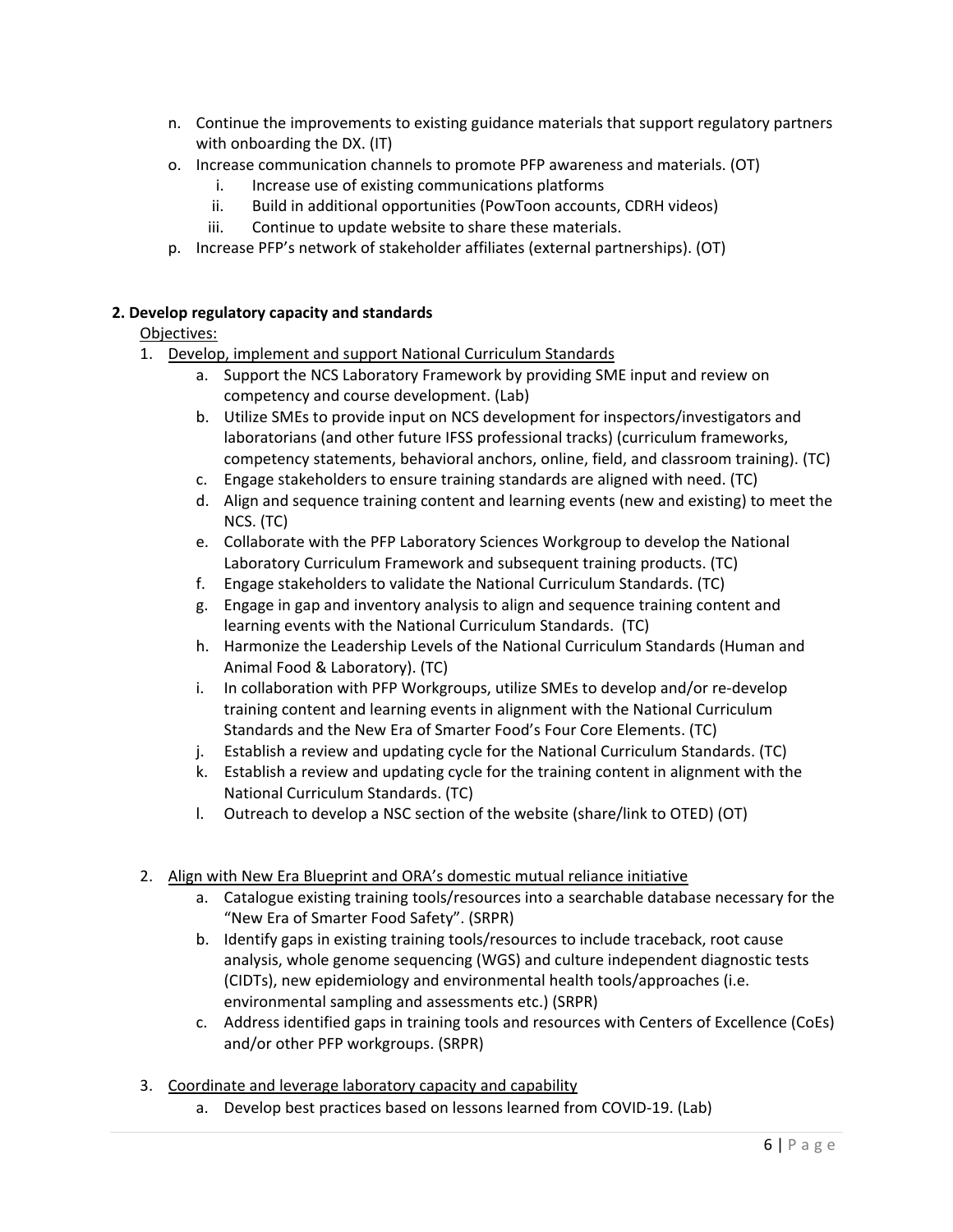n. Continue the improvements to existing guidance materials that support regulatory partners with onboarding the DX. (IT)
o. Increase communication channels to promote PFP awareness and materials. (OT)
   i. Increase use of existing communications platforms
   ii. Build in additional opportunities (PowToon accounts, CDRH videos)
   iii. Continue to update website to share these materials.
p. Increase PFP's network of stakeholder affiliates (external partnerships). (OT)

**2. Develop regulatory capacity and standards**

Objectives:

1. Develop, implement and support National Curriculum Standards
   a. Support the NCS Laboratory Framework by providing SME input and review on competency and course development. (Lab)
   b. Utilize SMEs to provide input on NCS development for inspectors/investigators and laboratorians (and other future IFSS professional tracks) (curriculum frameworks, competency statements, behavioral anchors, online, field, and classroom training). (TC)
   c. Engage stakeholders to ensure training standards are aligned with need. (TC)
   d. Align and sequence training content and learning events (new and existing) to meet the NCS. (TC)
   e. Collaborate with the PFP Laboratory Sciences Workgroup to develop the National Laboratory Curriculum Framework and subsequent training products. (TC)
   f. Engage stakeholders to validate the National Curriculum Standards. (TC)
   g. Engage in gap and inventory analysis to align and sequence training content and learning events with the National Curriculum Standards. (TC)
   h. Harmonize the Leadership Levels of the National Curriculum Standards (Human and Animal Food & Laboratory). (TC)
   i. In collaboration with PFP Workgroups, utilize SMEs to develop and/or re-develop training content and learning events in alignment with the National Curriculum Standards and the New Era of Smarter Food's Four Core Elements. (TC)
   j. Establish a review and updating cycle for the National Curriculum Standards. (TC)
   k. Establish a review and updating cycle for the training content in alignment with the National Curriculum Standards. (TC)
   l. Outreach to develop a NSC section of the website (share/link to OTED) (OT)

2. Align with New Era Blueprint and ORA's domestic mutual reliance initiative
   a. Catalogue existing training tools/resources into a searchable database necessary for the "New Era of Smarter Food Safety". (SRPR)
   b. Identify gaps in existing training tools/resources to include traceback, root cause analysis, whole genome sequencing (WGS) and culture independent diagnostic tests (CIDTs), new epidemiology and environmental health tools/approaches (i.e. environmental sampling and assessments etc.) (SRPR)
   c. Address identified gaps in training tools and resources with Centers of Excellence (CoEs) and/or other PFP workgroups. (SRPR)

3. Coordinate and leverage laboratory capacity and capability
   a. Develop best practices based on lessons learned from COVID-19. (Lab)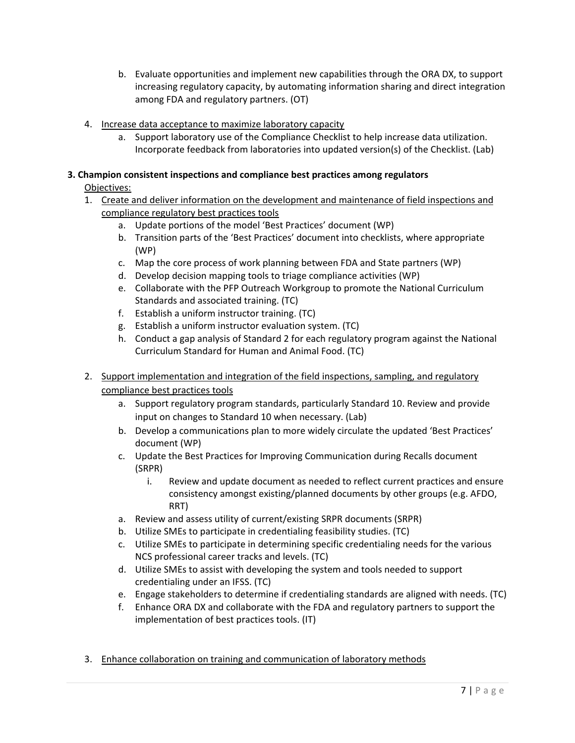b. Evaluate opportunities and implement new capabilities through the ORA DX, to support increasing regulatory capacity, by automating information sharing and direct integration among FDA and regulatory partners. (OT)

4. Increase data acceptance to maximize laboratory capacity
   a. Support laboratory use of the Compliance Checklist to help increase data utilization. Incorporate feedback from laboratories into updated version(s) of the Checklist. (Lab)

**3. Champion consistent inspections and compliance best practices among regulators**

Objectives:

1. Create and deliver information on the development and maintenance of field inspections and compliance regulatory best practices tools
   a. Update portions of the model 'Best Practices' document (WP)
   b. Transition parts of the 'Best Practices' document into checklists, where appropriate (WP)
   c. Map the core process of work planning between FDA and State partners (WP)
   d. Develop decision mapping tools to triage compliance activities (WP)
   e. Collaborate with the PFP Outreach Workgroup to promote the National Curriculum Standards and associated training. (TC)
   f. Establish a uniform instructor training. (TC)
   g. Establish a uniform instructor evaluation system. (TC)
   h. Conduct a gap analysis of Standard 2 for each regulatory program against the National Curriculum Standard for Human and Animal Food. (TC)

2. Support implementation and integration of the field inspections, sampling, and regulatory compliance best practices tools
   a. Support regulatory program standards, particularly Standard 10. Review and provide input on changes to Standard 10 when necessary. (Lab)
   b. Develop a communications plan to more widely circulate the updated 'Best Practices' document (WP)
   c. Update the Best Practices for Improving Communication during Recalls document (SRPR)
      i. Review and update document as needed to reflect current practices and ensure consistency amongst existing/planned documents by other groups (e.g. AFDO, RRT)
   a. Review and assess utility of current/existing SRPR documents (SRPR)
   b. Utilize SMEs to participate in credentialing feasibility studies. (TC)
   c. Utilize SMEs to participate in determining specific credentialing needs for the various NCS professional career tracks and levels. (TC)
   d. Utilize SMEs to assist with developing the system and tools needed to support credentialing under an IFSS. (TC)
   e. Engage stakeholders to determine if credentialing standards are aligned with needs. (TC)
   f. Enhance ORA DX and collaborate with the FDA and regulatory partners to support the implementation of best practices tools. (IT)

3. Enhance collaboration on training and communication of laboratory methods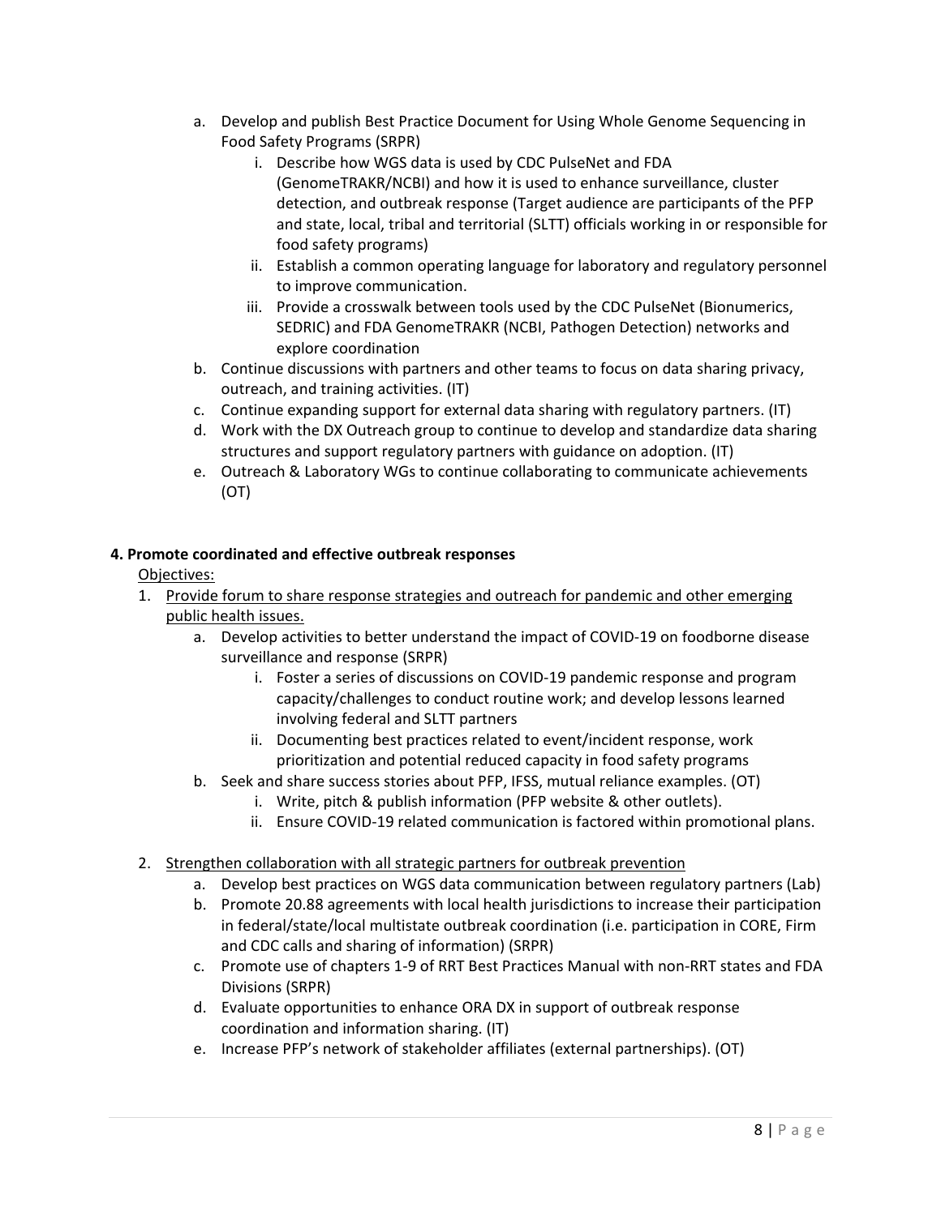a. Develop and publish Best Practice Document for Using Whole Genome Sequencing in Food Safety Programs (SRPR)
    i. Describe how WGS data is used by CDC PulseNet and FDA (GenomeTRAKR/NCBI) and how it is used to enhance surveillance, cluster detection, and outbreak response (Target audience are participants of the PFP and state, local, tribal and territorial (SLTT) officials working in or responsible for food safety programs)
    ii. Establish a common operating language for laboratory and regulatory personnel to improve communication.
    iii. Provide a crosswalk between tools used by the CDC PulseNet (Bionumerics, SEDRIC) and FDA GenomeTRAKR (NCBI, Pathogen Detection) networks and explore coordination
b. Continue discussions with partners and other teams to focus on data sharing privacy, outreach, and training activities. (IT)
c. Continue expanding support for external data sharing with regulatory partners. (IT)
d. Work with the DX Outreach group to continue to develop and standardize data sharing structures and support regulatory partners with guidance on adoption. (IT)
e. Outreach & Laboratory WGs to continue collaborating to communicate achievements (OT)

**4. Promote coordinated and effective outbreak responses**

Objectives:

1. Provide forum to share response strategies and outreach for pandemic and other emerging public health issues.
    a. Develop activities to better understand the impact of COVID-19 on foodborne disease surveillance and response (SRPR)
        i. Foster a series of discussions on COVID-19 pandemic response and program capacity/challenges to conduct routine work; and develop lessons learned involving federal and SLTT partners
        ii. Documenting best practices related to event/incident response, work prioritization and potential reduced capacity in food safety programs
    b. Seek and share success stories about PFP, IFSS, mutual reliance examples. (OT)
        i. Write, pitch & publish information (PFP website & other outlets).
        ii. Ensure COVID-19 related communication is factored within promotional plans.
2. Strengthen collaboration with all strategic partners for outbreak prevention
    a. Develop best practices on WGS data communication between regulatory partners (Lab)
    b. Promote 20.88 agreements with local health jurisdictions to increase their participation in federal/state/local multistate outbreak coordination (i.e. participation in CORE, Firm and CDC calls and sharing of information) (SRPR)
    c. Promote use of chapters 1-9 of RRT Best Practices Manual with non-RRT states and FDA Divisions (SRPR)
    d. Evaluate opportunities to enhance ORA DX in support of outbreak response coordination and information sharing. (IT)
    e. Increase PFP's network of stakeholder affiliates (external partnerships). (OT)